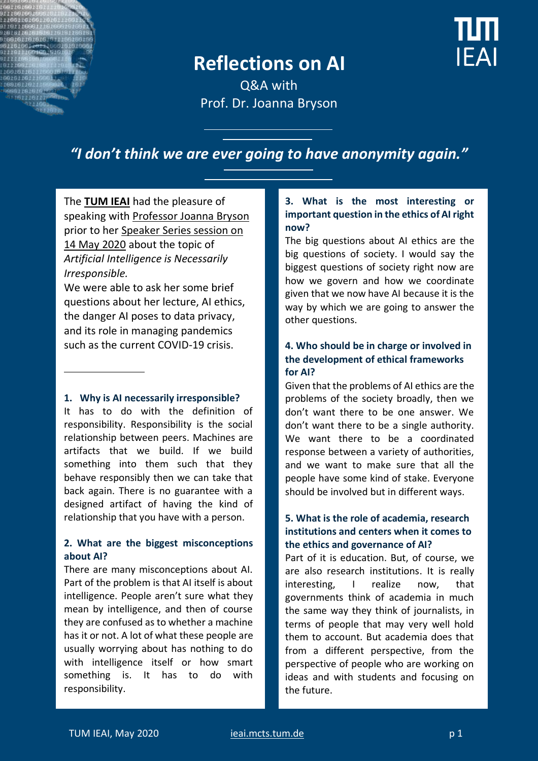# Reflections on AI

Q&A with
Prof. Dr. Joanna Bryson

## *"I don't think we are ever going to have anonymity again."*

The **TUM IEAI** had the pleasure of speaking with Professor Joanna Bryson prior to her Speaker Series session on 14 May 2020 about the topic of *Artificial Intelligence is Necessarily Irresponsible.*

We were able to ask her some brief questions about her lecture, AI ethics, the danger AI poses to data privacy, and its role in managing pandemics such as the current COVID-19 crisis.

### 1. Why is AI necessarily irresponsible?

It has to do with the definition of responsibility. Responsibility is the social relationship between peers. Machines are artifacts that we build. If we build something into them such that they behave responsibly then we can take that back again. There is no guarantee with a designed artifact of having the kind of relationship that you have with a person.

### 2. What are the biggest misconceptions about AI?

There are many misconceptions about AI. Part of the problem is that AI itself is about intelligence. People aren't sure what they mean by intelligence, and then of course they are confused as to whether a machine has it or not. A lot of what these people are usually worrying about has nothing to do with intelligence itself or how smart something is. It has to do with responsibility.

### 3. What is the most interesting or important question in the ethics of AI right now?

The big questions about AI ethics are the big questions of society. I would say the biggest questions of society right now are how we govern and how we coordinate given that we now have AI because it is the way by which we are going to answer the other questions.

### 4. Who should be in charge or involved in the development of ethical frameworks for AI?

Given that the problems of AI ethics are the problems of the society broadly, then we don't want there to be one answer. We don't want there to be a single authority. We want there to be a coordinated response between a variety of authorities, and we want to make sure that all the people have some kind of stake. Everyone should be involved but in different ways.

### 5. What is the role of academia, research institutions and centers when it comes to the ethics and governance of AI?

Part of it is education. But, of course, we are also research institutions. It is really interesting, I realize now, that governments think of academia in much the same way they think of journalists, in terms of people that may very well hold them to account. But academia does that from a different perspective, from the perspective of people who are working on ideas and with students and focusing on the future.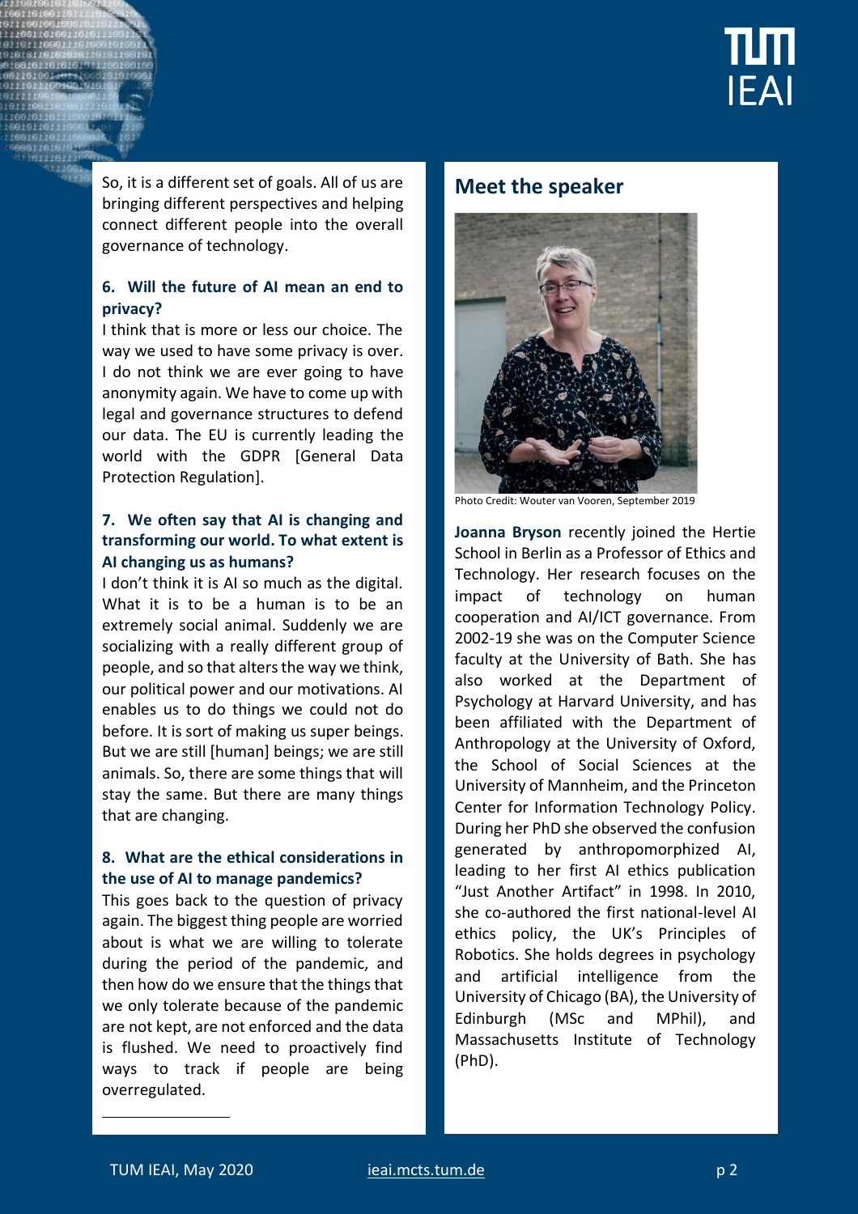So, it is a different set of goals. All of us are bringing different perspectives and helping connect different people into the overall governance of technology.

**6. Will the future of AI mean an end to privacy?**

I think that is more or less our choice. The way we used to have some privacy is over. I do not think we are ever going to have anonymity again. We have to come up with legal and governance structures to defend our data. The EU is currently leading the world with the GDPR [General Data Protection Regulation].

**7. We often say that AI is changing and transforming our world. To what extent is AI changing us as humans?**

I don't think it is AI so much as the digital. What it is to be a human is to be an extremely social animal. Suddenly we are socializing with a really different group of people, and so that alters the way we think, our political power and our motivations. AI enables us to do things we could not do before. It is sort of making us super beings. But we are still [human] beings; we are still animals. So, there are some things that will stay the same. But there are many things that are changing.

**8. What are the ethical considerations in the use of AI to manage pandemics?**

This goes back to the question of privacy again. The biggest thing people are worried about is what we are willing to tolerate during the period of the pandemic, and then how do we ensure that the things that we only tolerate because of the pandemic are not kept, are not enforced and the data is flushed. We need to proactively find ways to track if people are being overregulated.

## Meet the speaker

Photo Credit: Wouter van Vooren, September 2019

**Joanna Bryson** recently joined the Hertie School in Berlin as a Professor of Ethics and Technology. Her research focuses on the impact of technology on human cooperation and AI/ICT governance. From 2002-19 she was on the Computer Science faculty at the University of Bath. She has also worked at the Department of Psychology at Harvard University, and has been affiliated with the Department of Anthropology at the University of Oxford, the School of Social Sciences at the University of Mannheim, and the Princeton Center for Information Technology Policy. During her PhD she observed the confusion generated by anthropomorphized AI, leading to her first AI ethics publication "Just Another Artifact" in 1998. In 2010, she co-authored the first national-level AI ethics policy, the UK's Principles of Robotics. She holds degrees in psychology and artificial intelligence from the University of Chicago (BA), the University of Edinburgh (MSc and MPhil), and Massachusetts Institute of Technology (PhD).